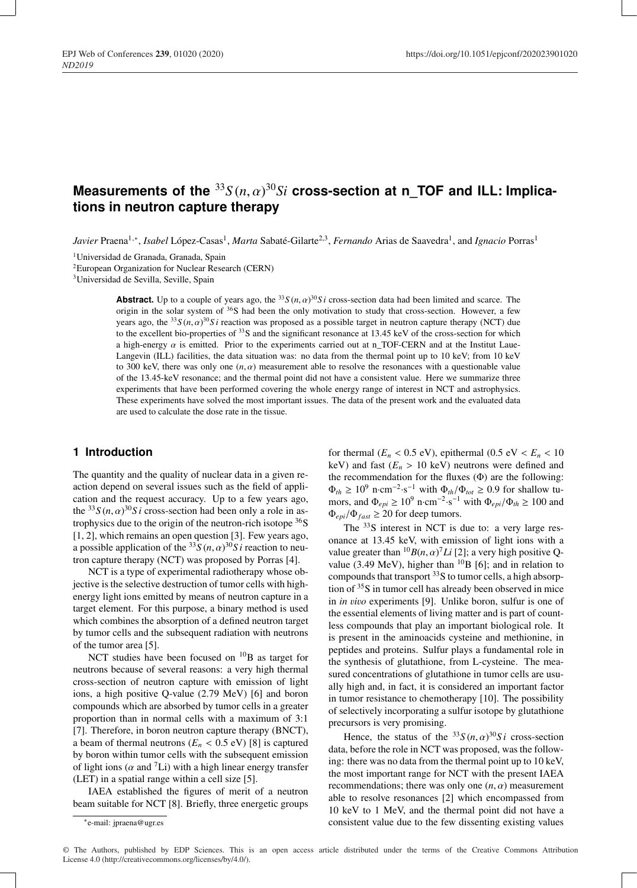# Measurements of the $^{33}S(n,\alpha)^{30}Si$ cross-section at n_TOF and ILL: Implications in neutron capture therapy

*Javier* Praena[1,*], *Isabel* López-Casas[1], *Marta* Sabaté-Gilarte[2,3], *Fernando* Arias de Saavedra[1], and *Ignacio* Porras[1]

[1]Universidad de Granada, Granada, Spain

[2]European Organization for Nuclear Research (CERN)

[3]Universidad de Sevilla, Seville, Spain

**Abstract.** Up to a couple of years ago, the $^{33}S(n,\alpha)^{30}Si$ cross-section data had been limited and scarce. The origin in the solar system of $^{36}$S had been the only motivation to study that cross-section. However, a few years ago, the $^{33}S(n,\alpha)^{30}Si$ reaction was proposed as a possible target in neutron capture therapy (NCT) due to the excellent bio-properties of $^{33}$S and the significant resonance at 13.45 keV of the cross-section for which a high-energy $\alpha$ is emitted. Prior to the experiments carried out at n_TOF-CERN and at the Institut Laue-Langevin (ILL) facilities, the data situation was: no data from the thermal point up to 10 keV; from 10 keV to 300 keV, there was only one $(n,\alpha)$ measurement able to resolve the resonances with a questionable value of the 13.45-keV resonance; and the thermal point did not have a consistent value. Here we summarize three experiments that have been performed covering the whole energy range of interest in NCT and astrophysics. These experiments have solved the most important issues. The data of the present work and the evaluated data are used to calculate the dose rate in the tissue.

## 1 Introduction

The quantity and the quality of nuclear data in a given reaction depend on several issues such as the field of application and the request accuracy. Up to a few years ago, the $^{33}S(n,\alpha)^{30}Si$ cross-section had been only a role in astrophysics due to the origin of the neutron-rich isotope $^{36}$S [1, 2], which remains an open question [3]. Few years ago, a possible application of the $^{33}S(n,\alpha)^{30}Si$ reaction to neutron capture therapy (NCT) was proposed by Porras [4].

NCT is a type of experimental radiotherapy whose objective is the selective destruction of tumor cells with high-energy light ions emitted by means of neutron capture in a target element. For this purpose, a binary method is used which combines the absorption of a defined neutron target by tumor cells and the subsequent radiation with neutrons of the tumor area [5].

NCT studies have been focused on $^{10}$B as target for neutrons because of several reasons: a very high thermal cross-section of neutron capture with emission of light ions, a high positive Q-value (2.79 MeV) [6] and boron compounds which are absorbed by tumor cells in a greater proportion than in normal cells with a maximum of 3:1 [7]. Therefore, in boron neutron capture therapy (BNCT), a beam of thermal neutrons ($E_n < 0.5$ eV) [8] is captured by boron within tumor cells with the subsequent emission of light ions ($\alpha$ and $^7$Li) with a high linear energy transfer (LET) in a spatial range within a cell size [5].

IAEA established the figures of merit of a neutron beam suitable for NCT [8]. Briefly, three energetic groups for thermal ($E_n < 0.5$ eV), epithermal (0.5 eV $< E_n <$ 10 keV) and fast ($E_n >$ 10 keV) neutrons were defined and the recommendation for the fluxes ($\Phi$) are the following: $\Phi_{th} \geq 10^9$ n·cm$^{-2}$·s$^{-1}$ with $\Phi_{th}/\Phi_{tot} \geq 0.9$ for shallow tumors, and $\Phi_{epi} \geq 10^9$ n·cm$^{-2}$·s$^{-1}$ with $\Phi_{epi}/\Phi_{th} \geq 100$ and $\Phi_{epi}/\Phi_{fast} \geq 20$ for deep tumors.

The $^{33}$S interest in NCT is due to: a very large resonance at 13.45 keV, with emission of light ions with a value greater than $^{10}B(n,\alpha)^7Li$ [2]; a very high positive Q-value (3.49 MeV), higher than $^{10}$B [6]; and in relation to compounds that transport $^{33}$S to tumor cells, a high absorption of $^{35}$S in tumor cell has already been observed in mice in *in vivo* experiments [9]. Unlike boron, sulfur is one of the essential elements of living matter and is part of countless compounds that play an important biological role. It is present in the aminoacids cysteine and methionine, in peptides and proteins. Sulfur plays a fundamental role in the synthesis of glutathione, from L-cysteine. The measured concentrations of glutathione in tumor cells are usually high and, in fact, it is considered an important factor in tumor resistance to chemotherapy [10]. The possibility of selectively incorporating a sulfur isotope by glutathione precursors is very promising.

Hence, the status of the $^{33}S(n,\alpha)^{30}Si$ cross-section data, before the role in NCT was proposed, was the following: there was no data from the thermal point up to 10 keV, the most important range for NCT with the present IAEA recommendations; there was only one $(n,\alpha)$ measurement able to resolve resonances [2] which encompassed from 10 keV to 1 MeV, and the thermal point did not have a consistent value due to the few dissenting existing values

*e-mail: jpraena@ugr.es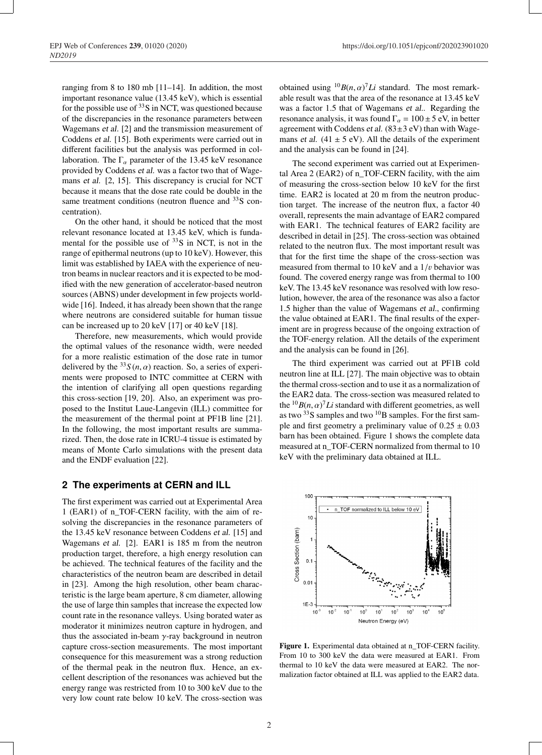ranging from 8 to 180 mb [11–14]. In addition, the most important resonance value (13.45 keV), which is essential for the possible use of $^{33}$S in NCT, was questioned because of the discrepancies in the resonance parameters between Wagemans *et al.* [2] and the transmission measurement of Coddens *et al.* [15]. Both experiments were carried out in different facilities but the analysis was performed in collaboration. The $\Gamma_\alpha$ parameter of the 13.45 keV resonance provided by Coddens *et al.* was a factor two that of Wagemans *et al.* [2, 15]. This discrepancy is crucial for NCT because it means that the dose rate could be double in the same treatment conditions (neutron fluence and $^{33}$S concentration).

On the other hand, it should be noticed that the most relevant resonance located at 13.45 keV, which is fundamental for the possible use of $^{33}$S in NCT, is not in the range of epithermal neutrons (up to 10 keV). However, this limit was established by IAEA with the experience of neutron beams in nuclear reactors and it is expected to be modified with the new generation of accelerator-based neutron sources (ABNS) under development in few projects worldwide [16]. Indeed, it has already been shown that the range where neutrons are considered suitable for human tissue can be increased up to 20 keV [17] or 40 keV [18].

Therefore, new measurements, which would provide the optimal values of the resonance width, were needed for a more realistic estimation of the dose rate in tumor delivered by the $^{33}S(n,\alpha)$ reaction. So, a series of experiments were proposed to INTC committee at CERN with the intention of clarifying all open questions regarding this cross-section [19, 20]. Also, an experiment was proposed to the Institut Laue-Langevin (ILL) committee for the measurement of the thermal point at PF1B line [21]. In the following, the most important results are summarized. Then, the dose rate in ICRU-4 tissue is estimated by means of Monte Carlo simulations with the present data and the ENDF evaluation [22].

## 2 The experiments at CERN and ILL

The first experiment was carried out at Experimental Area 1 (EAR1) of n_TOF-CERN facility, with the aim of resolving the discrepancies in the resonance parameters of the 13.45 keV resonance between Coddens *et al.* [15] and Wagemans *et al.* [2]. EAR1 is 185 m from the neutron production target, therefore, a high energy resolution can be achieved. The technical features of the facility and the characteristics of the neutron beam are described in detail in [23]. Among the high resolution, other beam characteristic is the large beam aperture, 8 cm diameter, allowing the use of large thin samples that increase the expected low count rate in the resonance valleys. Using borated water as moderator it minimizes neutron capture in hydrogen, and thus the associated in-beam $\gamma$-ray background in neutron capture cross-section measurements. The most important consequence for this measurement was a strong reduction of the thermal peak in the neutron flux. Hence, an excellent description of the resonances was achieved but the energy range was restricted from 10 to 300 keV due to the very low count rate below 10 keV. The cross-section was obtained using $^{10}B(n,\alpha)^7Li$ standard. The most remarkable result was that the area of the resonance at 13.45 keV was a factor 1.5 that of Wagemans *et al.*. Regarding the resonance analysis, it was found $\Gamma_\alpha = 100 \pm 5$ eV, in better agreement with Coddens *et al.* ($83 \pm 3$ eV) than with Wagemans *et al.* ($41 \pm 5$ eV). All the details of the experiment and the analysis can be found in [24].

The second experiment was carried out at Experimental Area 2 (EAR2) of n_TOF-CERN facility, with the aim of measuring the cross-section below 10 keV for the first time. EAR2 is located at 20 m from the neutron production target. The increase of the neutron flux, a factor 40 overall, represents the main advantage of EAR2 compared with EAR1. The technical features of EAR2 facility are described in detail in [25]. The cross-section was obtained related to the neutron flux. The most important result was that for the first time the shape of the cross-section was measured from thermal to 10 keV and a $1/v$ behavior was found. The covered energy range was from thermal to 100 keV. The 13.45 keV resonance was resolved with low resolution, however, the area of the resonance was also a factor 1.5 higher than the value of Wagemans *et al.*, confirming the value obtained at EAR1. The final results of the experiment are in progress because of the ongoing extraction of the TOF-energy relation. All the details of the experiment and the analysis can be found in [26].

The third experiment was carried out at PF1B cold neutron line at ILL [27]. The main objective was to obtain the thermal cross-section and to use it as a normalization of the EAR2 data. The cross-section was measured related to the $^{10}B(n,\alpha)^7Li$ standard with different geometries, as well as two $^{33}$S samples and two $^{10}$B samples. For the first sample and first geometry a preliminary value of $0.25 \pm 0.03$ barn has been obtained. Figure 1 shows the complete data measured at n_TOF-CERN normalized from thermal to 10 keV with the preliminary data obtained at ILL.

**Figure 1.** Experimental data obtained at n_TOF-CERN facility. From 10 to 300 keV the data were measured at EAR1. From thermal to 10 keV the data were measured at EAR2. The normalization factor obtained at ILL was applied to the EAR2 data.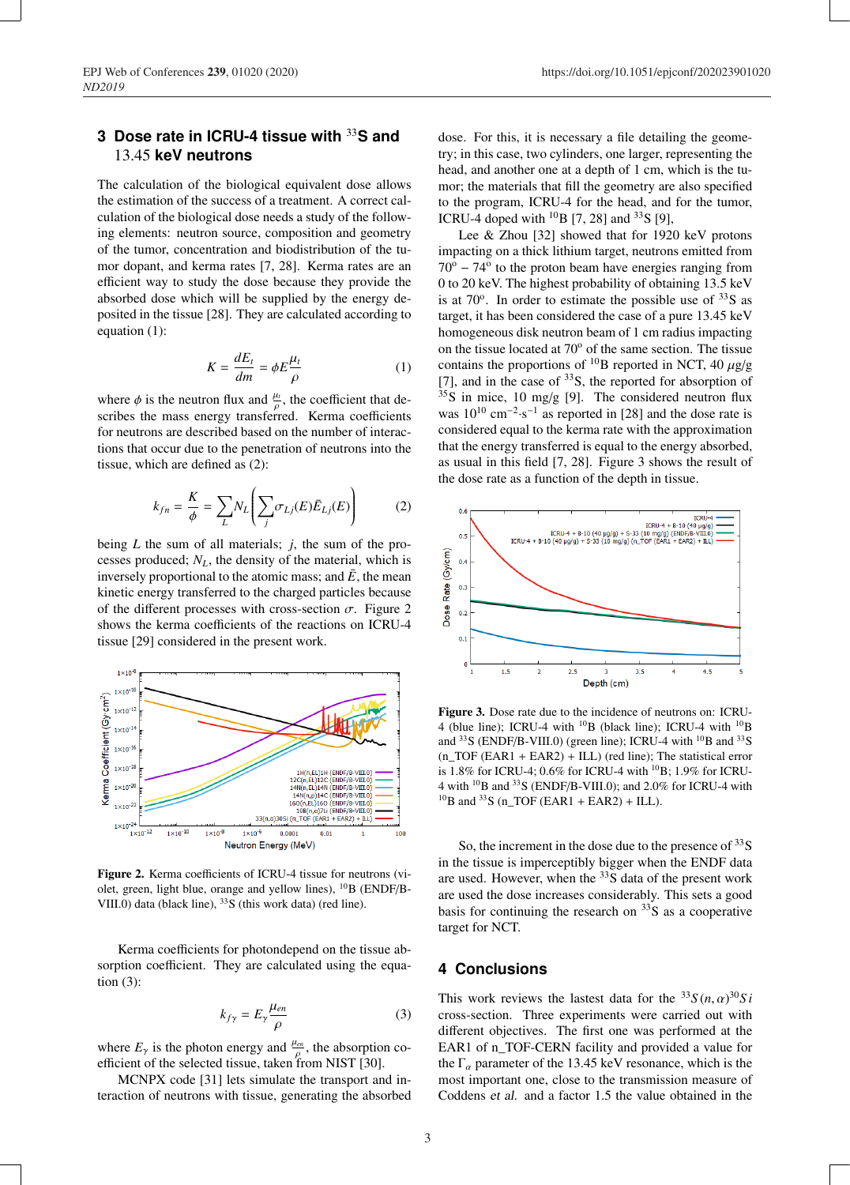## 3 Dose rate in ICRU-4 tissue with $^{33}$S and 13.45 keV neutrons

The calculation of the biological equivalent dose allows the estimation of the success of a treatment. A correct calculation of the biological dose needs a study of the following elements: neutron source, composition and geometry of the tumor, concentration and biodistribution of the tumor dopant, and kerma rates [7, 28]. Kerma rates are an efficient way to study the dose because they provide the absorbed dose which will be supplied by the energy deposited in the tissue [28]. They are calculated according to equation (1):

$$K = \frac{dE_t}{dm} = \phi E \frac{\mu_t}{\rho} \tag{1}$$

where $\phi$ is the neutron flux and $\frac{\mu_t}{\rho}$, the coefficient that describes the mass energy transferred. Kerma coefficients for neutrons are described based on the number of interactions that occur due to the penetration of neutrons into the tissue, which are defined as (2):

$$k_{fn} = \frac{K}{\phi} = \sum_L N_L \left( \sum_j \sigma_{Lj}(E) \bar{E}_{Lj}(E) \right) \tag{2}$$

being $L$ the sum of all materials; $j$, the sum of the processes produced; $N_L$, the density of the material, which is inversely proportional to the atomic mass; and $\bar{E}$, the mean kinetic energy transferred to the charged particles because of the different processes with cross-section $\sigma$. Figure 2 shows the kerma coefficients of the reactions on ICRU-4 tissue [29] considered in the present work.

**Figure 2.** Kerma coefficients of ICRU-4 tissue for neutrons (violet, green, light blue, orange and yellow lines), $^{10}$B (ENDF/B-VIII.0) data (black line), $^{33}$S (this work data) (red line).

Kerma coefficients for photondepend on the tissue absorption coefficient. They are calculated using the equation (3):

$$k_{f\gamma} = E_\gamma \frac{\mu_{en}}{\rho} \tag{3}$$

where $E_\gamma$ is the photon energy and $\frac{\mu_{en}}{\rho}$, the absorption coefficient of the selected tissue, taken from NIST [30].

MCNPX code [31] lets simulate the transport and interaction of neutrons with tissue, generating the absorbed dose. For this, it is necessary a file detailing the geometry; in this case, two cylinders, one larger, representing the head, and another one at a depth of 1 cm, which is the tumor; the materials that fill the geometry are also specified to the program, ICRU-4 for the head, and for the tumor, ICRU-4 doped with $^{10}$B [7, 28] and $^{33}$S [9].

Lee & Zhou [32] showed that for 1920 keV protons impacting on a thick lithium target, neutrons emitted from $70^{o} - 74^{o}$ to the proton beam have energies ranging from 0 to 20 keV. The highest probability of obtaining 13.5 keV is at $70^{o}$. In order to estimate the possible use of $^{33}$S as target, it has been considered the case of a pure 13.45 keV homogeneous disk neutron beam of 1 cm radius impacting on the tissue located at $70^{o}$ of the same section. The tissue contains the proportions of $^{10}$B reported in NCT, 40 $\mu$g/g [7], and in the case of $^{33}$S, the reported for absorption of $^{35}$S in mice, 10 mg/g [9]. The considered neutron flux was $10^{10}$ cm$^{-2}$·s$^{-1}$ as reported in [28] and the dose rate is considered equal to the kerma rate with the approximation that the energy transferred is equal to the energy absorbed, as usual in this field [7, 28]. Figure 3 shows the result of the dose rate as a function of the depth in tissue.

**Figure 3.** Dose rate due to the incidence of neutrons on: ICRU-4 (blue line); ICRU-4 with $^{10}$B (black line); ICRU-4 with $^{10}$B and $^{33}$S (ENDF/B-VIII.0) (green line); ICRU-4 with $^{10}$B and $^{33}$S (n_TOF (EAR1 + EAR2) + ILL) (red line); The statistical error is 1.8% for ICRU-4; 0.6% for ICRU-4 with $^{10}$B; 1.9% for ICRU-4 with $^{10}$B and $^{33}$S (ENDF/B-VIII.0); and 2.0% for ICRU-4 with $^{10}$B and $^{33}$S (n_TOF (EAR1 + EAR2) + ILL).

So, the increment in the dose due to the presence of $^{33}$S in the tissue is imperceptibly bigger when the ENDF data are used. However, when the $^{33}$S data of the present work are used the dose increases considerably. This sets a good basis for continuing the research on $^{33}$S as a cooperative target for NCT.

## 4 Conclusions

This work reviews the lastest data for the $^{33}S(n, \alpha)^{30}Si$ cross-section. Three experiments were carried out with different objectives. The first one was performed at the EAR1 of n_TOF-CERN facility and provided a value for the $\Gamma_\alpha$ parameter of the 13.45 keV resonance, which is the most important one, close to the transmission measure of Coddens *et al.* and a factor 1.5 the value obtained in the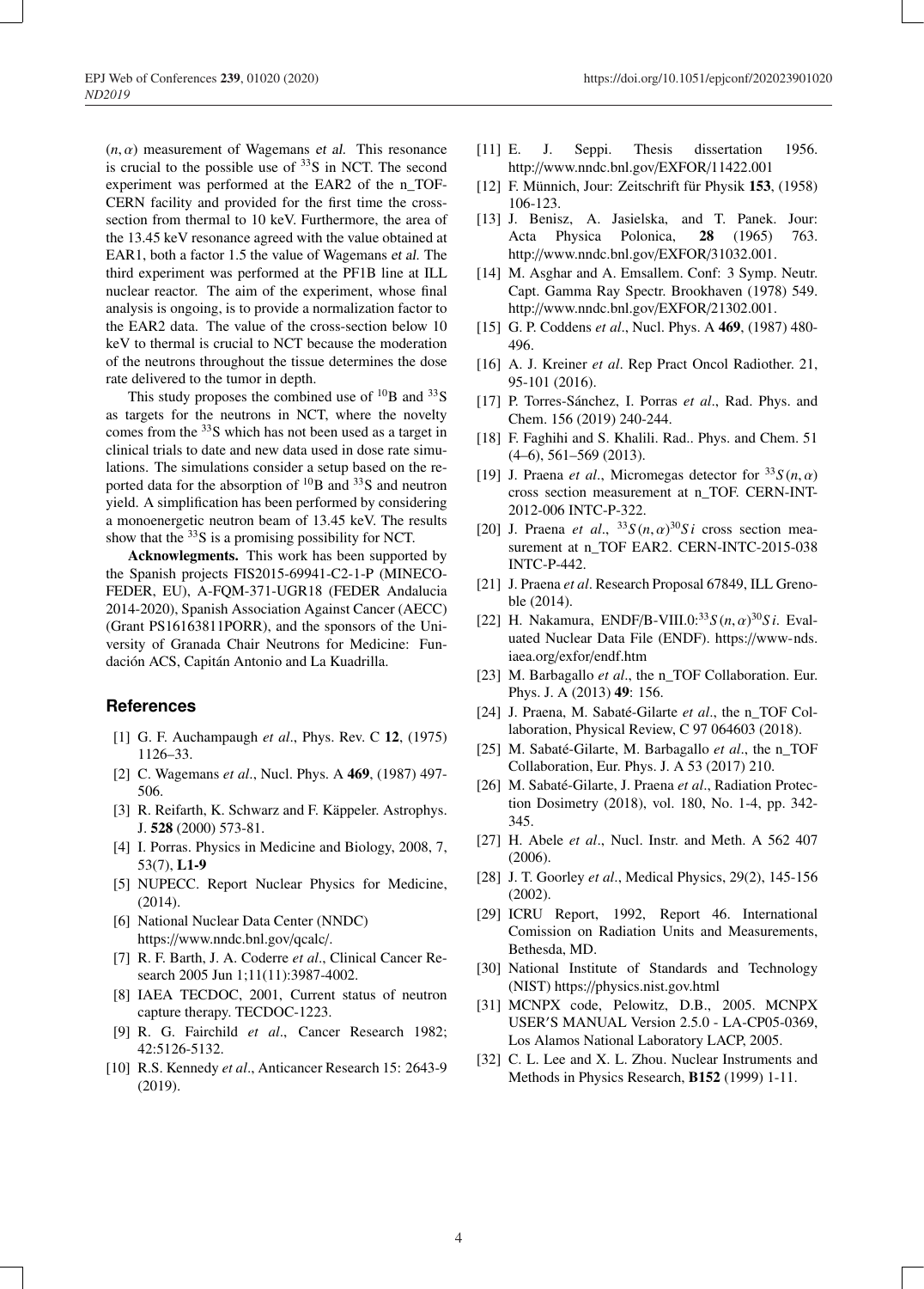$(n, \alpha)$ measurement of Wagemans *et al.* This resonance is crucial to the possible use of $^{33}$S in NCT. The second experiment was performed at the EAR2 of the n_TOF-CERN facility and provided for the first time the cross-section from thermal to 10 keV. Furthermore, the area of the 13.45 keV resonance agreed with the value obtained at EAR1, both a factor 1.5 the value of Wagemans *et al.* The third experiment was performed at the PF1B line at ILL nuclear reactor. The aim of the experiment, whose final analysis is ongoing, is to provide a normalization factor to the EAR2 data. The value of the cross-section below 10 keV to thermal is crucial to NCT because the moderation of the neutrons throughout the tissue determines the dose rate delivered to the tumor in depth.

This study proposes the combined use of $^{10}$B and $^{33}$S as targets for the neutrons in NCT, where the novelty comes from the $^{33}$S which has not been used as a target in clinical trials to date and new data used in dose rate simulations. The simulations consider a setup based on the reported data for the absorption of $^{10}$B and $^{33}$S and neutron yield. A simplification has been performed by considering a monoenergetic neutron beam of 13.45 keV. The results show that the $^{33}$S is a promising possibility for NCT.

**Acknowlegments.** This work has been supported by the Spanish projects FIS2015-69941-C2-1-P (MINECO-FEDER, EU), A-FQM-371-UGR18 (FEDER Andalucia 2014-2020), Spanish Association Against Cancer (AECC) (Grant PS16163811PORR), and the sponsors of the University of Granada Chair Neutrons for Medicine: Fundación ACS, Capitán Antonio and La Kuadrilla.

## References

[1] G. F. Auchampaugh *et al*., Phys. Rev. C **12**, (1975) 1126–33.

[2] C. Wagemans *et al*., Nucl. Phys. A **469**, (1987) 497-506.

[3] R. Reifarth, K. Schwarz and F. Käppeler. Astrophys. J. **528** (2000) 573-81.

[4] I. Porras. Physics in Medicine and Biology, 2008, 7, 53(7), **L1-9**

[5] NUPECC. Report Nuclear Physics for Medicine, (2014).

[6] National Nuclear Data Center (NNDC) https://www.nndc.bnl.gov/qcalc/.

[7] R. F. Barth, J. A. Coderre *et al*., Clinical Cancer Research 2005 Jun 1;11(11):3987-4002.

[8] IAEA TECDOC, 2001, Current status of neutron capture therapy. TECDOC-1223.

[9] R. G. Fairchild *et al*., Cancer Research 1982; 42:5126-5132.

[10] R.S. Kennedy *et al*., Anticancer Research 15: 2643-9 (2019).

[11] E. J. Seppi. Thesis dissertation 1956. http://www.nndc.bnl.gov/EXFOR/11422.001

[12] F. Münnich, Jour: Zeitschrift für Physik **153**, (1958) 106-123.

[13] J. Benisz, A. Jasielska, and T. Panek. Jour: Acta Physica Polonica, **28** (1965) 763. http://www.nndc.bnl.gov/EXFOR/31032.001.

[14] M. Asghar and A. Emsallem. Conf: 3 Symp. Neutr. Capt. Gamma Ray Spectr. Brookhaven (1978) 549. http://www.nndc.bnl.gov/EXFOR/21302.001.

[15] G. P. Coddens *et al*., Nucl. Phys. A **469**, (1987) 480-496.

[16] A. J. Kreiner *et al*. Rep Pract Oncol Radiother. 21, 95-101 (2016).

[17] P. Torres-Sánchez, I. Porras *et al*., Rad. Phys. and Chem. 156 (2019) 240-244.

[18] F. Faghihi and S. Khalili. Rad.. Phys. and Chem. 51 (4–6), 561–569 (2013).

[19] J. Praena *et al*., Micromegas detector for $^{33}S(n, \alpha)$ cross section measurement at n_TOF. CERN-INT-2012-006 INTC-P-322.

[20] J. Praena *et al*., $^{33}S(n, \alpha)^{30}Si$ cross section measurement at n_TOF EAR2. CERN-INTC-2015-038 INTC-P-442.

[21] J. Praena *et al*. Research Proposal 67849, ILL Grenoble (2014).

[22] H. Nakamura, ENDF/B-VIII.0:$^{33}S(n, \alpha)^{30}Si$. Evaluated Nuclear Data File (ENDF). https://www-nds.iaea.org/exfor/endf.htm

[23] M. Barbagallo *et al*., the n_TOF Collaboration. Eur. Phys. J. A (2013) **49**: 156.

[24] J. Praena, M. Sabaté-Gilarte *et al*., the n_TOF Collaboration, Physical Review, C 97 064603 (2018).

[25] M. Sabaté-Gilarte, M. Barbagallo *et al*., the n_TOF Collaboration, Eur. Phys. J. A 53 (2017) 210.

[26] M. Sabaté-Gilarte, J. Praena *et al*., Radiation Protection Dosimetry (2018), vol. 180, No. 1-4, pp. 342-345.

[27] H. Abele *et al*., Nucl. Instr. and Meth. A 562 407 (2006).

[28] J. T. Goorley *et al*., Medical Physics, 29(2), 145-156 (2002).

[29] ICRU Report, 1992, Report 46. International Comission on Radiation Units and Measurements, Bethesda, MD.

[30] National Institute of Standards and Technology (NIST) https://physics.nist.gov.html

[31] MCNPX code, Pelowitz, D.B., 2005. MCNPX USER'S MANUAL Version 2.5.0 - LA-CP05-0369, Los Alamos National Laboratory LACP, 2005.

[32] C. L. Lee and X. L. Zhou. Nuclear Instruments and Methods in Physics Research, **B152** (1999) 1-11.